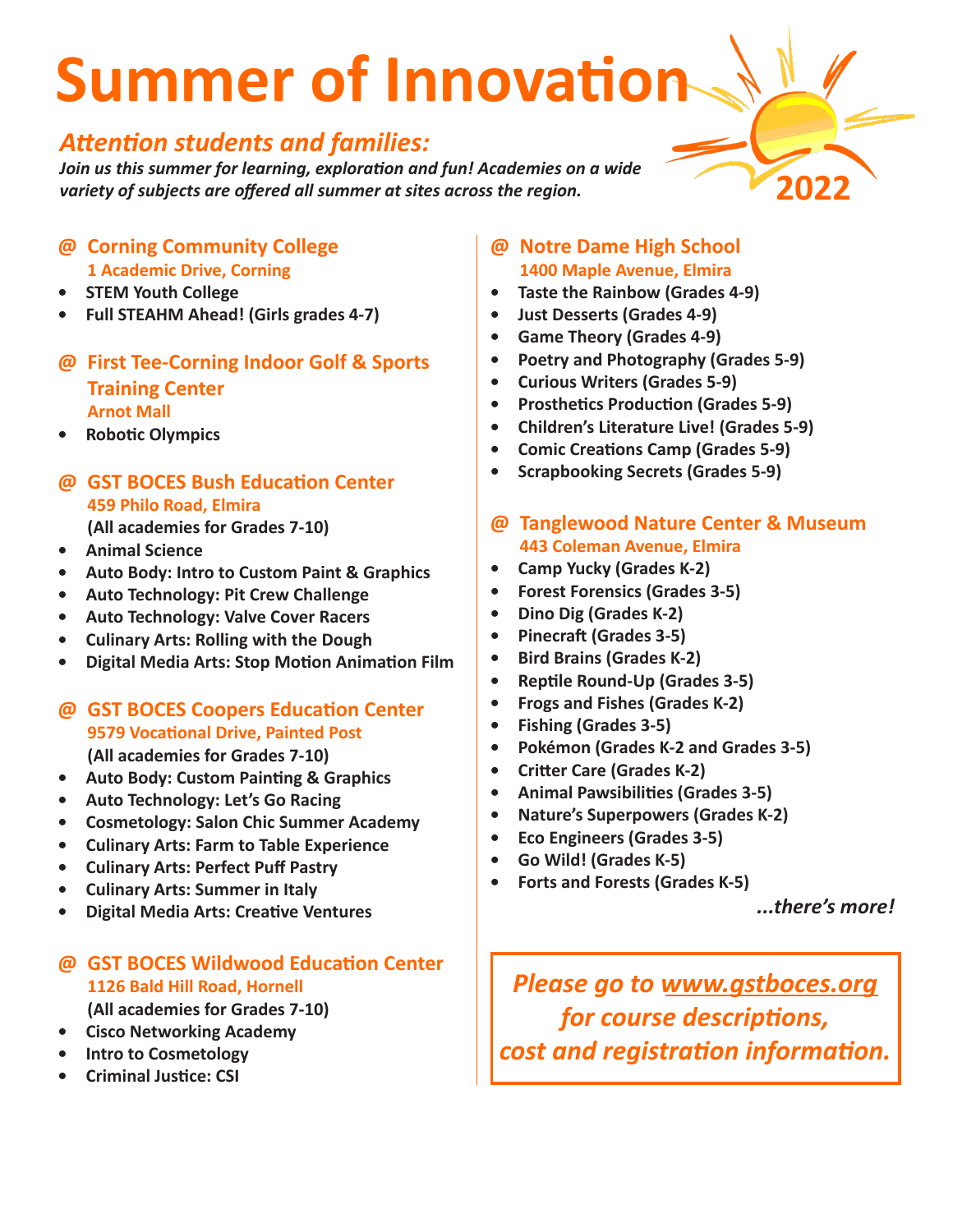# Summer of Innovation

2022

## *Attention students and families:*

***Join us this summer for learning, exploration and fun! Academies on a wide variety of subjects are offered all summer at sites across the region.***

### @ Corning Community College
**1 Academic Drive, Corning**

- **STEM Youth College**
- **Full STEAHM Ahead! (Girls grades 4-7)**

### @ First Tee-Corning Indoor Golf & Sports Training Center
**Arnot Mall**

- **Robotic Olympics**

### @ GST BOCES Bush Education Center
**459 Philo Road, Elmira**

**(All academies for Grades 7-10)**

- **Animal Science**
- **Auto Body: Intro to Custom Paint & Graphics**
- **Auto Technology: Pit Crew Challenge**
- **Auto Technology: Valve Cover Racers**
- **Culinary Arts: Rolling with the Dough**
- **Digital Media Arts: Stop Motion Animation Film**

### @ GST BOCES Coopers Education Center
**9579 Vocational Drive, Painted Post**

**(All academies for Grades 7-10)**

- **Auto Body: Custom Painting & Graphics**
- **Auto Technology: Let's Go Racing**
- **Cosmetology: Salon Chic Summer Academy**
- **Culinary Arts: Farm to Table Experience**
- **Culinary Arts: Perfect Puff Pastry**
- **Culinary Arts: Summer in Italy**
- **Digital Media Arts: Creative Ventures**

### @ GST BOCES Wildwood Education Center
**1126 Bald Hill Road, Hornell**

**(All academies for Grades 7-10)**

- **Cisco Networking Academy**
- **Intro to Cosmetology**
- **Criminal Justice: CSI**

### @ Notre Dame High School
**1400 Maple Avenue, Elmira**

- **Taste the Rainbow (Grades 4-9)**
- **Just Desserts (Grades 4-9)**
- **Game Theory (Grades 4-9)**
- **Poetry and Photography (Grades 5-9)**
- **Curious Writers (Grades 5-9)**
- **Prosthetics Production (Grades 5-9)**
- **Children's Literature Live! (Grades 5-9)**
- **Comic Creations Camp (Grades 5-9)**
- **Scrapbooking Secrets (Grades 5-9)**

### @ Tanglewood Nature Center & Museum
**443 Coleman Avenue, Elmira**

- **Camp Yucky (Grades K-2)**
- **Forest Forensics (Grades 3-5)**
- **Dino Dig (Grades K-2)**
- **Pinecraft (Grades 3-5)**
- **Bird Brains (Grades K-2)**
- **Reptile Round-Up (Grades 3-5)**
- **Frogs and Fishes (Grades K-2)**
- **Fishing (Grades 3-5)**
- **Pokémon (Grades K-2 and Grades 3-5)**
- **Critter Care (Grades K-2)**
- **Animal Pawsibilities (Grades 3-5)**
- **Nature's Superpowers (Grades K-2)**
- **Eco Engineers (Grades 3-5)**
- **Go Wild! (Grades K-5)**
- **Forts and Forests (Grades K-5)**

***...there's more!***

***Please go to www.gstboces.org for course descriptions, cost and registration information.***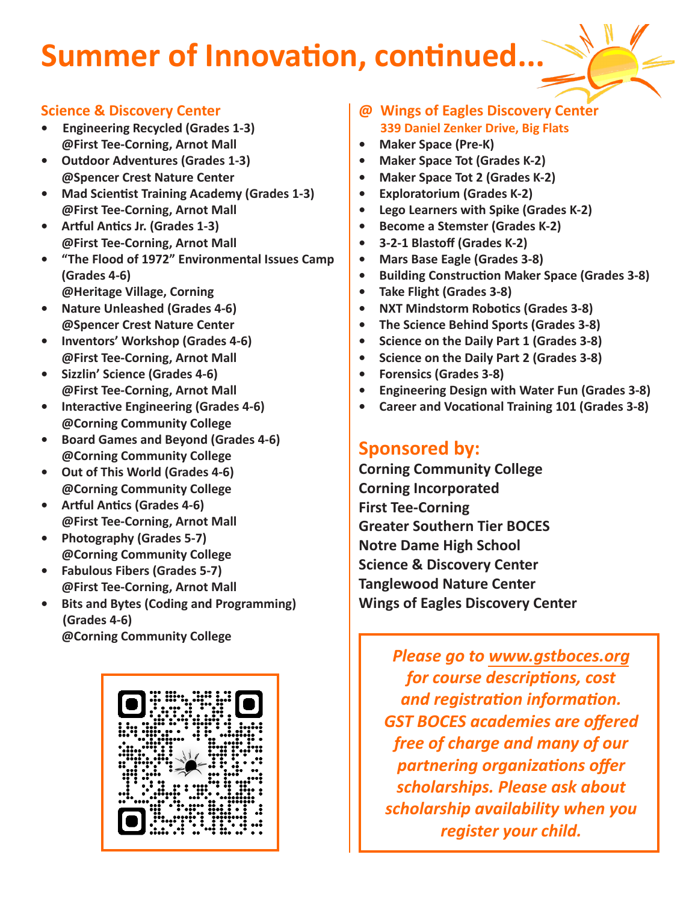# Summer of Innovation, continued...

## Science & Discovery Center

- **Engineering Recycled (Grades 1-3)**
  **@First Tee-Corning, Arnot Mall**
- **Outdoor Adventures (Grades 1-3)**
  **@Spencer Crest Nature Center**
- **Mad Scientist Training Academy (Grades 1-3)**
  **@First Tee-Corning, Arnot Mall**
- **Artful Antics Jr. (Grades 1-3)**
  **@First Tee-Corning, Arnot Mall**
- **"The Flood of 1972" Environmental Issues Camp (Grades 4-6)**
  **@Heritage Village, Corning**
- **Nature Unleashed (Grades 4-6)**
  **@Spencer Crest Nature Center**
- **Inventors' Workshop (Grades 4-6)**
  **@First Tee-Corning, Arnot Mall**
- **Sizzlin' Science (Grades 4-6)**
  **@First Tee-Corning, Arnot Mall**
- **Interactive Engineering (Grades 4-6)**
  **@Corning Community College**
- **Board Games and Beyond (Grades 4-6)**
  **@Corning Community College**
- **Out of This World (Grades 4-6)**
  **@Corning Community College**
- **Artful Antics (Grades 4-6)**
  **@First Tee-Corning, Arnot Mall**
- **Photography (Grades 5-7)**
  **@Corning Community College**
- **Fabulous Fibers (Grades 5-7)**
  **@First Tee-Corning, Arnot Mall**
- **Bits and Bytes (Coding and Programming) (Grades 4-6)**
  **@Corning Community College**

## @ Wings of Eagles Discovery Center

**339 Daniel Zenker Drive, Big Flats**

- **Maker Space (Pre-K)**
- **Maker Space Tot (Grades K-2)**
- **Maker Space Tot 2 (Grades K-2)**
- **Exploratorium (Grades K-2)**
- **Lego Learners with Spike (Grades K-2)**
- **Become a Stemster (Grades K-2)**
- **3-2-1 Blastoff (Grades K-2)**
- **Mars Base Eagle (Grades 3-8)**
- **Building Construction Maker Space (Grades 3-8)**
- **Take Flight (Grades 3-8)**
- **NXT Mindstorm Robotics (Grades 3-8)**
- **The Science Behind Sports (Grades 3-8)**
- **Science on the Daily Part 1 (Grades 3-8)**
- **Science on the Daily Part 2 (Grades 3-8)**
- **Forensics (Grades 3-8)**
- **Engineering Design with Water Fun (Grades 3-8)**
- **Career and Vocational Training 101 (Grades 3-8)**

## Sponsored by:

**Corning Community College**
**Corning Incorporated**
**First Tee-Corning**
**Greater Southern Tier BOCES**
**Notre Dame High School**
**Science & Discovery Center**
**Tanglewood Nature Center**
**Wings of Eagles Discovery Center**

***Please go to www.gstboces.org for course descriptions, cost and registration information. GST BOCES academies are offered free of charge and many of our partnering organizations offer scholarships. Please ask about scholarship availability when you register your child.***